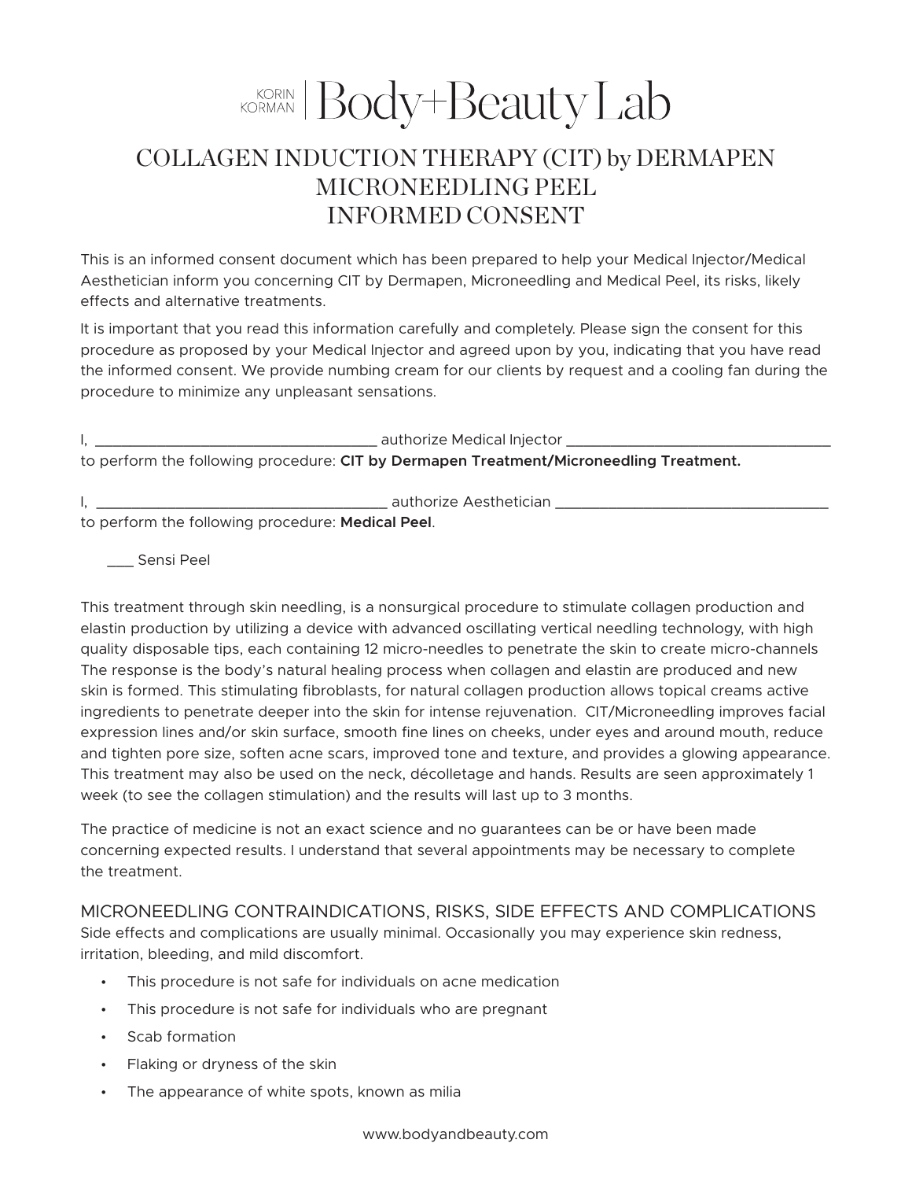KORIN KORMAN | Body+Beauty Lab

# COLLAGEN INDUCTION THERAPY (CIT) by DERMAPEN MICRONEEDLING PEEL INFORMED CONSENT

This is an informed consent document which has been prepared to help your Medical Injector/Medical Aesthetician inform you concerning CIT by Dermapen, Microneedling and Medical Peel, its risks, likely effects and alternative treatments.

It is important that you read this information carefully and completely. Please sign the consent for this procedure as proposed by your Medical Injector and agreed upon by you, indicating that you have read the informed consent. We provide numbing cream for our clients by request and a cooling fan during the procedure to minimize any unpleasant sensations.

I, ________________________________ authorize Medical Injector ______________________________ to perform the following procedure: **CIT by Dermapen Treatment/Microneedling Treatment.**

I, ________________________________ authorize Aesthetician ________________________________ to perform the following procedure: **Medical Peel**.

___ Sensi Peel

This treatment through skin needling, is a nonsurgical procedure to stimulate collagen production and elastin production by utilizing a device with advanced oscillating vertical needling technology, with high quality disposable tips, each containing 12 micro-needles to penetrate the skin to create micro-channels The response is the body's natural healing process when collagen and elastin are produced and new skin is formed. This stimulating fibroblasts, for natural collagen production allows topical creams active ingredients to penetrate deeper into the skin for intense rejuvenation. CIT/Microneedling improves facial expression lines and/or skin surface, smooth fine lines on cheeks, under eyes and around mouth, reduce and tighten pore size, soften acne scars, improved tone and texture, and provides a glowing appearance. This treatment may also be used on the neck, décolletage and hands. Results are seen approximately 1 week (to see the collagen stimulation) and the results will last up to 3 months.

The practice of medicine is not an exact science and no guarantees can be or have been made concerning expected results. I understand that several appointments may be necessary to complete the treatment.

## MICRONEEDLING CONTRAINDICATIONS, RISKS, SIDE EFFECTS AND COMPLICATIONS

Side effects and complications are usually minimal. Occasionally you may experience skin redness, irritation, bleeding, and mild discomfort.

- This procedure is not safe for individuals on acne medication
- This procedure is not safe for individuals who are pregnant
- Scab formation
- Flaking or dryness of the skin
- The appearance of white spots, known as milia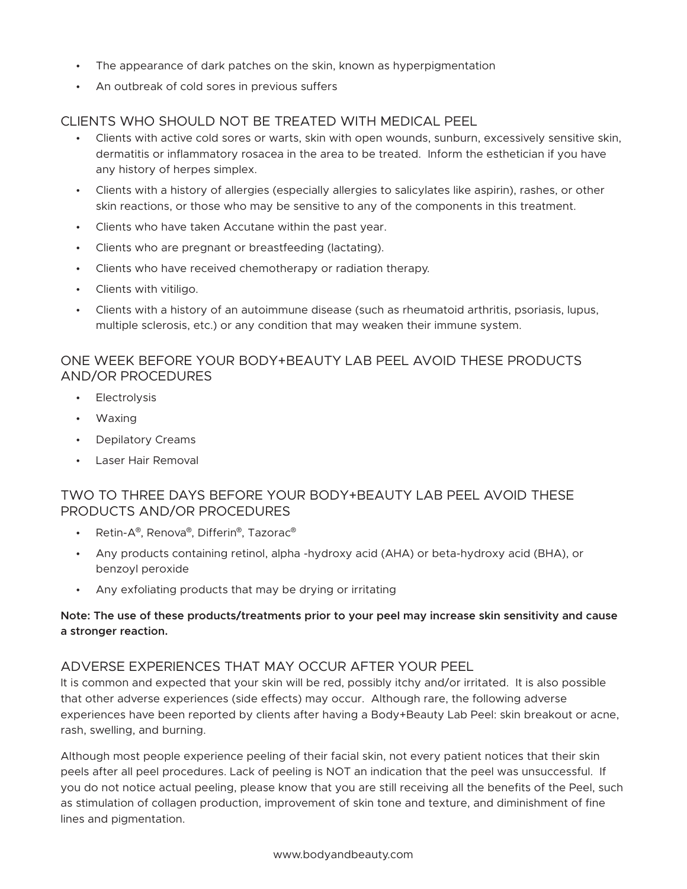- The appearance of dark patches on the skin, known as hyperpigmentation
- An outbreak of cold sores in previous suffers

## CLIENTS WHO SHOULD NOT BE TREATED WITH MEDICAL PEEL

- Clients with active cold sores or warts, skin with open wounds, sunburn, excessively sensitive skin, dermatitis or inflammatory rosacea in the area to be treated. Inform the esthetician if you have any history of herpes simplex.
- Clients with a history of allergies (especially allergies to salicylates like aspirin), rashes, or other skin reactions, or those who may be sensitive to any of the components in this treatment.
- Clients who have taken Accutane within the past year.
- Clients who are pregnant or breastfeeding (lactating).
- Clients who have received chemotherapy or radiation therapy.
- Clients with vitiligo.
- Clients with a history of an autoimmune disease (such as rheumatoid arthritis, psoriasis, lupus, multiple sclerosis, etc.) or any condition that may weaken their immune system.

## ONE WEEK BEFORE YOUR BODY+BEAUTY LAB PEEL AVOID THESE PRODUCTS AND/OR PROCEDURES

- Electrolysis
- Waxing
- Depilatory Creams
- Laser Hair Removal

## TWO TO THREE DAYS BEFORE YOUR BODY+BEAUTY LAB PEEL AVOID THESE PRODUCTS AND/OR PROCEDURES

- Retin-A®, Renova®, Differin®, Tazorac®
- Any products containing retinol, alpha -hydroxy acid (AHA) or beta-hydroxy acid (BHA), or benzoyl peroxide
- Any exfoliating products that may be drying or irritating

**Note: The use of these products/treatments prior to your peel may increase skin sensitivity and cause a stronger reaction.**

## ADVERSE EXPERIENCES THAT MAY OCCUR AFTER YOUR PEEL

It is common and expected that your skin will be red, possibly itchy and/or irritated. It is also possible that other adverse experiences (side effects) may occur. Although rare, the following adverse experiences have been reported by clients after having a Body+Beauty Lab Peel: skin breakout or acne, rash, swelling, and burning.

Although most people experience peeling of their facial skin, not every patient notices that their skin peels after all peel procedures. Lack of peeling is NOT an indication that the peel was unsuccessful. If you do not notice actual peeling, please know that you are still receiving all the benefits of the Peel, such as stimulation of collagen production, improvement of skin tone and texture, and diminishment of fine lines and pigmentation.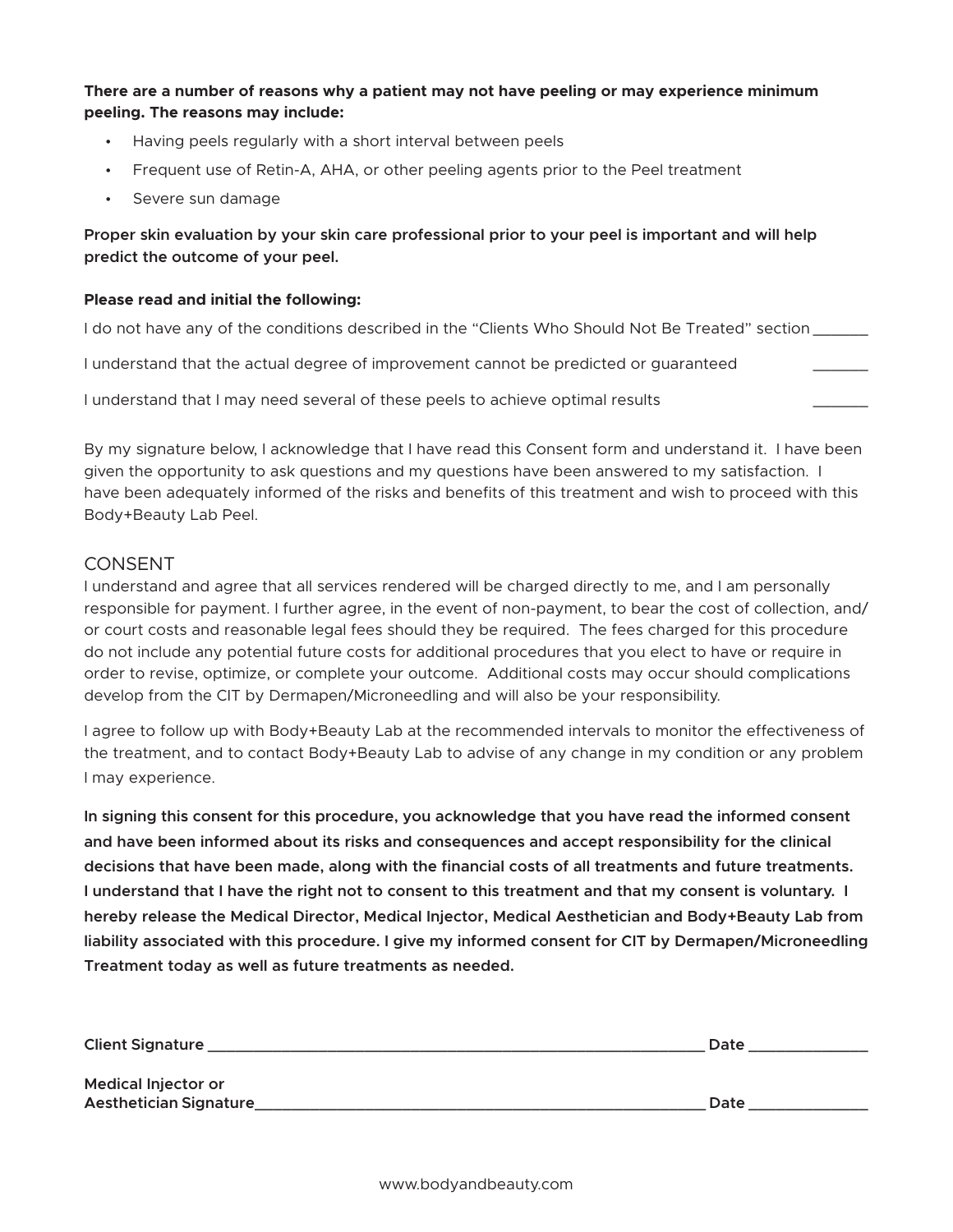**There are a number of reasons why a patient may not have peeling or may experience minimum peeling. The reasons may include:**

- Having peels regularly with a short interval between peels
- Frequent use of Retin-A, AHA, or other peeling agents prior to the Peel treatment
- Severe sun damage

**Proper skin evaluation by your skin care professional prior to your peel is important and will help predict the outcome of your peel.**

**Please read and initial the following:**

I do not have any of the conditions described in the "Clients Who Should Not Be Treated" section _______

I understand that the actual degree of improvement cannot be predicted or guaranteed _______

I understand that I may need several of these peels to achieve optimal results _______

By my signature below, I acknowledge that I have read this Consent form and understand it. I have been given the opportunity to ask questions and my questions have been answered to my satisfaction. I have been adequately informed of the risks and benefits of this treatment and wish to proceed with this Body+Beauty Lab Peel.

## CONSENT

I understand and agree that all services rendered will be charged directly to me, and I am personally responsible for payment. I further agree, in the event of non-payment, to bear the cost of collection, and/or court costs and reasonable legal fees should they be required. The fees charged for this procedure do not include any potential future costs for additional procedures that you elect to have or require in order to revise, optimize, or complete your outcome. Additional costs may occur should complications develop from the CIT by Dermapen/Microneedling and will also be your responsibility.

I agree to follow up with Body+Beauty Lab at the recommended intervals to monitor the effectiveness of the treatment, and to contact Body+Beauty Lab to advise of any change in my condition or any problem I may experience.

**In signing this consent for this procedure, you acknowledge that you have read the informed consent and have been informed about its risks and consequences and accept responsibility for the clinical decisions that have been made, along with the financial costs of all treatments and future treatments. I understand that I have the right not to consent to this treatment and that my consent is voluntary. I hereby release the Medical Director, Medical Injector, Medical Aesthetician and Body+Beauty Lab from liability associated with this procedure. I give my informed consent for CIT by Dermapen/Microneedling Treatment today as well as future treatments as needed.**

**Client Signature** ____________________________________________ **Date** ______________

**Medical Injector or**
**Aesthetician Signature**________________________________________ **Date** ______________

www.bodyandbeauty.com